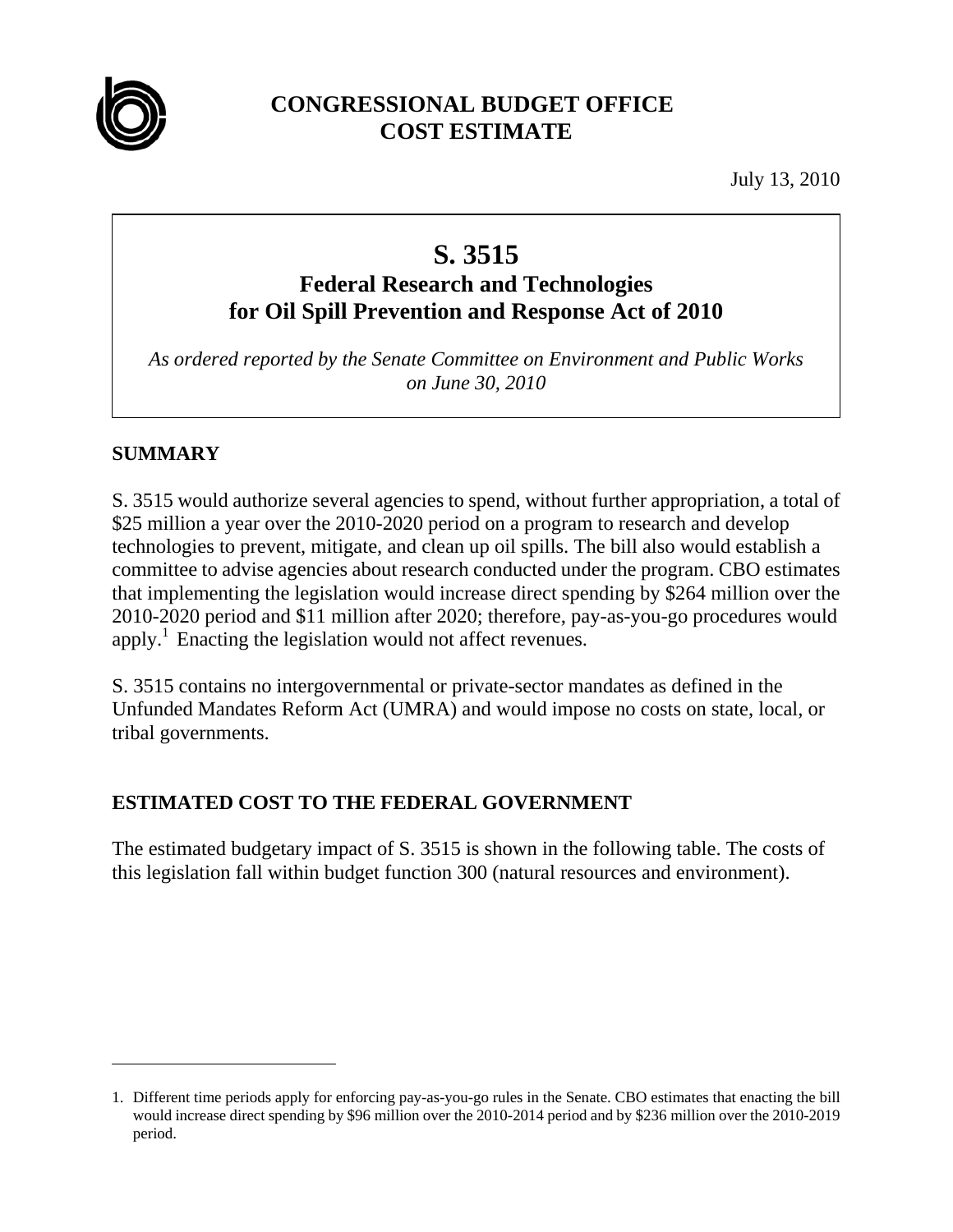# CONGRESSIONAL BUDGET OFFICE COST ESTIMATE

July 13, 2010

## S. 3515

### Federal Research and Technologies for Oil Spill Prevention and Response Act of 2010

*As ordered reported by the Senate Committee on Environment and Public Works on June 30, 2010*

## SUMMARY

S. 3515 would authorize several agencies to spend, without further appropriation, a total of $25 million a year over the 2010-2020 period on a program to research and develop technologies to prevent, mitigate, and clean up oil spills. The bill also would establish a committee to advise agencies about research conducted under the program. CBO estimates that implementing the legislation would increase direct spending by $264 million over the 2010-2020 period and $11 million after 2020; therefore, pay-as-you-go procedures would apply.[1] Enacting the legislation would not affect revenues.

S. 3515 contains no intergovernmental or private-sector mandates as defined in the Unfunded Mandates Reform Act (UMRA) and would impose no costs on state, local, or tribal governments.

## ESTIMATED COST TO THE FEDERAL GOVERNMENT

The estimated budgetary impact of S. 3515 is shown in the following table. The costs of this legislation fall within budget function 300 (natural resources and environment).

1. Different time periods apply for enforcing pay-as-you-go rules in the Senate. CBO estimates that enacting the bill would increase direct spending by $96 million over the 2010-2014 period and by $236 million over the 2010-2019 period.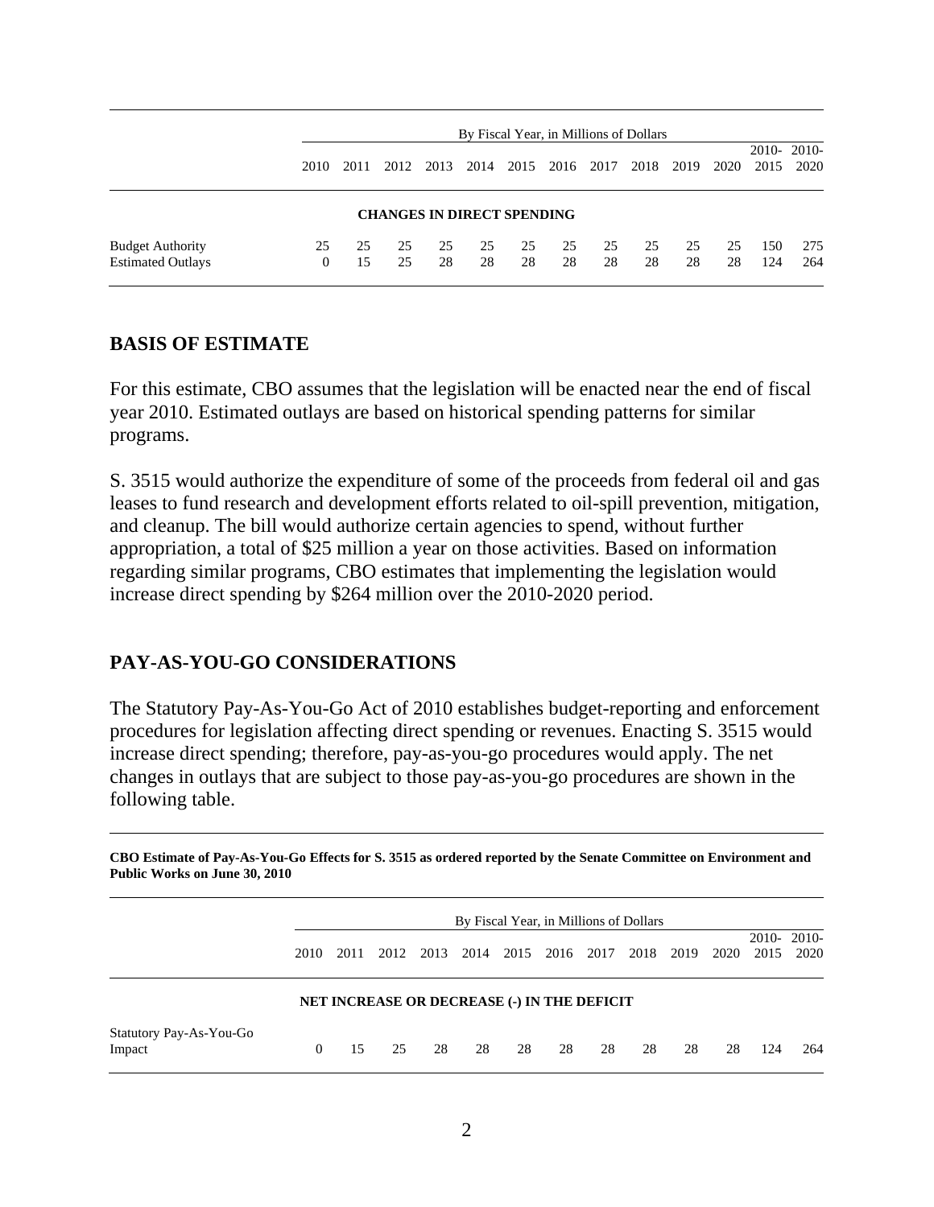| | By Fiscal Year, in Millions of Dollars | | | | | | | | | | | | |
|---|---|---|---|---|---|---|---|---|---|---|---|---|---|
| | 2010 | 2011 | 2012 | 2013 | 2014 | 2015 | 2016 | 2017 | 2018 | 2019 | 2020 | 2010-2015 | 2010-2020 |
| **CHANGES IN DIRECT SPENDING** | | | | | | | | | | | | | |
| Budget Authority | 25 | 25 | 25 | 25 | 25 | 25 | 25 | 25 | 25 | 25 | 25 | 150 | 275 |
| Estimated Outlays | 0 | 15 | 25 | 28 | 28 | 28 | 28 | 28 | 28 | 28 | 28 | 124 | 264 |

## BASIS OF ESTIMATE

For this estimate, CBO assumes that the legislation will be enacted near the end of fiscal year 2010. Estimated outlays are based on historical spending patterns for similar programs.

S. 3515 would authorize the expenditure of some of the proceeds from federal oil and gas leases to fund research and development efforts related to oil-spill prevention, mitigation, and cleanup. The bill would authorize certain agencies to spend, without further appropriation, a total of $25 million a year on those activities. Based on information regarding similar programs, CBO estimates that implementing the legislation would increase direct spending by $264 million over the 2010-2020 period.

## PAY-AS-YOU-GO CONSIDERATIONS

The Statutory Pay-As-You-Go Act of 2010 establishes budget-reporting and enforcement procedures for legislation affecting direct spending or revenues. Enacting S. 3515 would increase direct spending; therefore, pay-as-you-go procedures would apply. The net changes in outlays that are subject to those pay-as-you-go procedures are shown in the following table.

**CBO Estimate of Pay-As-You-Go Effects for S. 3515 as ordered reported by the Senate Committee on Environment and Public Works on June 30, 2010**

| | By Fiscal Year, in Millions of Dollars | | | | | | | | | | | | |
|---|---|---|---|---|---|---|---|---|---|---|---|---|---|
| | 2010 | 2011 | 2012 | 2013 | 2014 | 2015 | 2016 | 2017 | 2018 | 2019 | 2020 | 2010-2015 | 2010-2020 |
| **NET INCREASE OR DECREASE (-) IN THE DEFICIT** | | | | | | | | | | | | | |
| Statutory Pay-As-You-Go Impact | 0 | 15 | 25 | 28 | 28 | 28 | 28 | 28 | 28 | 28 | 28 | 124 | 264 |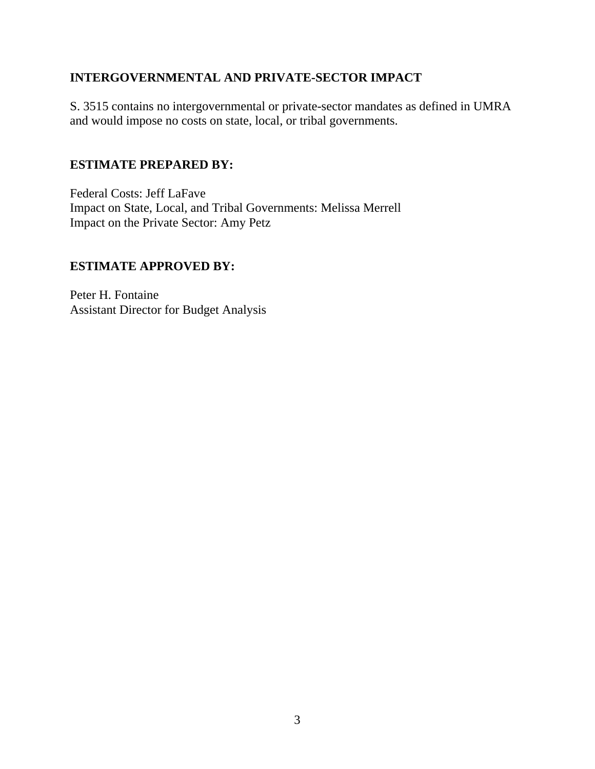## INTERGOVERNMENTAL AND PRIVATE-SECTOR IMPACT

S. 3515 contains no intergovernmental or private-sector mandates as defined in UMRA and would impose no costs on state, local, or tribal governments.

## ESTIMATE PREPARED BY:

Federal Costs: Jeff LaFave
Impact on State, Local, and Tribal Governments: Melissa Merrell
Impact on the Private Sector: Amy Petz

## ESTIMATE APPROVED BY:

Peter H. Fontaine
Assistant Director for Budget Analysis